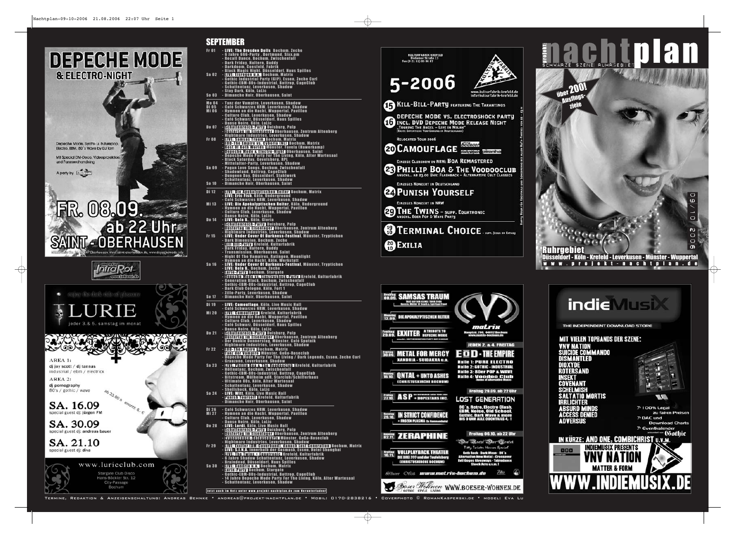# DEPECHE MODE & ELECTRO-NIGHT

Depeche Mode, Synthi- u. Futurepop, Electro, EBM, 80´s Wave by DJ Tom

Mit Special DM-Deco, Videoprojektion und Fanmerchandising

A party by

# FR. 08.09. ab 22 Uhr SAINT - OBERHAUSEN

www.saint-oberhausen.de, www.depechemode.info

powered by InfraRot www.infrarot.de

---

enjoy the dark side of pleasure

# LURIE

jeder 3.& 5. samstag im monat

AREA 1:
dj joy scott / dj tannas
industrial / ebm / electrix

AREA 2:
dj pornography
80´s / gothic / wave

ab 23.00 h eintritt: 6,- €

**SA. 16.09** special guest dj: jürgen FM

**SA. 30.09** special guest dj: andreas bauer

**SA. 21.10** special guest dj: diva

www.lurieclub.com

Stargate Club Disco
Hans-Böckler Str. 12
City-Passage
Bochum

---

## SEPTEMBER

**Fr 01**
- LIVE: The Dresden Dolls Bochum, Zeche
- 6 Jahre 666-Party, Dortmund, Sixx.pm
- Recall Dance, Bochum, Zwischenfall
- Dark Friday, Haltern, Daddy
- Darkdoom, Coesfeld, Fabrik
- Black Magic Night, Düsseldorf, Haus Spilles

**Sa 02**
- LIVE: Eisregen u.a. Bochum, Matrix
- Gothic Industrial Party (GIP), Essen, Zeche Carl
- Gothic-EBM-80s-Industrial, Bottrop, CageClub
- Schattentanz, Leverkusen, Shadow
- Stay Dark, Köln, LaLic

**So 03**
- Dimanche Noir, Oberhausen, Saint

**Mo 04**
- Tanz der Vampire, Leverkusen, Shadow

**Di 05**
- Café Schwarzes NRW, Leverkusen, Shadow

**Mi 06**
- Hymnen an die Nacht, Wuppertal, Pavillon
- Culture Club, Leverkusen, Shadow
- Café Schwarz, Düsseldorf, Haus Spilles
- Danse Noire, Köln, LaLic

**Do 07**
- Schattenreich-Party Duisburg, Pulp
- Düsterling im Eisenlager Oberhausen, Zentrum Altenberg
- Nightmare Industries, Leverkusen, Shadow

**Fr 08**
- LIVE: Samsas Traum Bochum, Matrix
- EoD-The Empire vs. Cyborg Hell Bochum, Matrix
- Best Of Both Worlds Münster, Favela (Hawerkamp)
- Depeche Mode & Electro-Night Oberhausen, Saint
- Depeche Mode Party For The Living, Köln, Alter Wartesaal
- Black Saturday, Gevelsberg, RPL
- Mittelalter-Party, Leverkusen, Shadow

**Sa 09**
- Pagan Love Songs, Bochum, Zwischenfall
- Shadowland, Bottrop, CageClub
- Dungeon Day, Düsseldorf, Stahlwerk
- Schattentanz, Leverkusen, Shadow

**So 10**
- Dimanche Noir, Oberhausen, Saint

**Di 12**
- LIVE: Die Apokalyptischen Reiter Bochum, Matrix
- LIVE: Eric Fish, Köln, Underground
- Café Schwarzes NRW, Leverkusen, Shadow

**Mi 13**
- LIVE: Die Apokalyptischen Reiter, Köln, Underground
- Hymnen an die Nacht, Wuppertal, Pavillon
- Culture Club, Leverkusen, Shadow
- Danse Noire, Köln, LaLic

**Do 14**
- LIVE: Bela B., Köln, Gloria
- Schattenreich-Party Duisburg, Pulp
- Düsterling im Eisenlager Oberhausen, Zentrum Altenberg
- Nightmare Industries, Leverkusen, Shadow

**Fr 15**
- LIVE: Under Cover Of Darkness-Festival, Münster, Tryptichon
- Dark Dimension, Bochum, Zeche
- Kill-Bill-Party Krefeld, Kulturfabrik
- Dark Friday, Haltern, Daddy
- Transmission, Oberhausen, Saint
- Night Of The Vampires, Ratingen, Moonlight
- Hymnen an die Nacht, Köln, Werkstatt

**Sa 16**
- LIVE: Under Cover Of Darkness-Festival, Münster, Tryptichon
- LIVE: Bela B., Bochum, Zeche
- Lurie-Party Bochum, Stargate
- Depeche Mode vs. Electroshock-Party Krefeld, Kulturfabrik
- Generation Black, Bochum, Zwischenfall
- Gothic-EBM-80s-Industrial, Bottrop, CageClub
- Dark Club Cologne, Köln, Fort 1
- Zillo-Party, Leverkusen, Shadow

**So 17**
- Dimanche Noir, Oberhausen, Saint

**Di 19**
- LIVE: Camouflage, Köln, Live Music Hall
- Café Schwarzes NRW, Leverkusen, Shadow

**Mi 20**
- LIVE: Camouflage Krefeld, Kulturfabrik
- Hymnen an die Nacht, Wuppertal, Pavillon
- Culture Club, Leverkusen, Shadow
- Café Schwarz, Düsseldorf, Haus Spilles
- Danse Noire, Köln, LaLic

**Do 21**
- Schattenreich-Party Duisburg, Pulp
- Düsterling im Eisenlager Oberhausen, Zentrum Altenberg
- Der Dunkle Donnerstag, Münster, Café Sputnik
- Nightmare Industries, Leverkusen, Shadow

**Fr 22**
- EoD-The Empire Bochum, Matrix
- Tanz der Vampire Münster, GoGo-Roseclub
- Depeche Mode Party For The Living / Dark Legends, Essen, Zeche Carl
- Grauzone, Leverkusen, Shadow

**Sa 23**
- LIVE: Phillip Boa & The Voodooclub Krefeld, Kulturfabrik
- Höllentanz, Bochum, Zwischenfall
- Gothic-EBM-80s-Industrial, Bottrop, CageClub
- Bitstream, Mülheim adR, Starclub/Schilferhaus
- Ultimate 80s, Köln, Alter Wartesaal
- Schattentanz, Leverkusen, Shadow
- Shellshock, Köln, LaLic

**So 24**
- LIVE: Witt, Köln, Live Music Hall
- Punish Yourself Krefeld, Kulturfabrik
- Dimanche Noir, Oberhausen, Saint

**Di 26**
- Café Schwarzes NRW, Leverkusen, Shadow

**Mi 27**
- Hymnen an die Nacht, Wuppertal, Pavillon
- Culture Club, Leverkusen, Shadow
- Danse Noire, Köln, LaLic

**Do 28**
- LIVE: Lordi, Köln, Live Music Hall
- Schattenreich-Party Duisburg, Pulp
- Düsterling im Eisenlager Oberhausen, Zentrum Altenberg
- Evanescence-Tributeparty Münster, GoGo-Roseclub
- Nightmare Industries, Leverkusen, Shadow

**Fr 29**
- LIVE: Exxiter (DM-Coverband), danach Lost Generation Bochum, Matrix
- LIVE: S.I.N.A. innerhalb der Gasmask, Essen, Hotel Shanghai
- LIVE: The Twins + Equatronic Krefeld, Kulturfabrik
- 6 Jahre Shadow Schattentanz, Leverkusen, Shadow
- Braindead, Düsseldorf, Haus Spilles

**Sa 30**
- LIVE: Xandria u.a. Bochum, Matrix
- Lurie-Party Bochum, Stargate
- Gothic-EBM-80s-Industrial, Bottrop, CageClub
- 14 Jahre Depeche Mode Party For The Living, Köln, Alter Wartesaal
- Schattentanz, Leverkusen, Shadow

Jetzt auch im Netz unter www.projekt-nachtplan.de zum Herunterladen!

---

KULTURFABRIK KREFELD
Dießemer Straße 13
Fon (0 21 51) 85 86 87

# 5-2006

www.kulturfabrik-krefeld.de
info@kulturfabrik-krefeld.de

**15** KILL-BILL-PARTY FEATURING THE TARANTINOS

**16** DEPECHE MODE VS. ELECTROSHOCK PARTY INCL. DVD DEPECHE MODE RELEASE NIGHT „TOURING THE ANGEL – LIVE IN MILAN" (ERSTE ÖFFENTLICHE VORFÜHRUNG IN DEUTSCHLAND)

RELOCATED TOUR 2006

**20** CAMOUFLAGE

EINZIGE CLUBSHOW IN NRW: BOA REMASTERED

**23** PHILLIP BOA & THE VOODOOCLUB ANSCHL. AB 23.00 UHR: FLASHBACK – ALTERNATIVE CULT CLASSICS

EINZIGES KONZERT IN DEUTSCHLAND

**24** PUNISH YOURSELF

EINZIGES KONZERT IN NRW

**29** THE TWINS – SUPP. EQUATRONIC ANSCHL. 80ER POP & WAVE PARTY

**19.10** TERMINAL CHOICE – SUPP. JESUS ON EXTASY

**20.10** EXILIA

HAPPY HOUR FÜR COCKTAILS UND LONGDRINKS BEI ALLEN NACH-PARTIES VON 22 - 23 H

---

Freitag 08.09. SAMSAS TRAUM — TANZ AUF DER KLINGE TOUR 2006, Guests: Mutter Of Death & Spiritual Front

Dienstag 12.09. DIE APOKALYPTISCHEN REITER

Freitag 29.09. EXXITER A TRIBUTE TO DEPECHE MODE — anschl.: LOST GENERATION PARTY AUF 4 AREAS!

Freitag 30.09. METAL FOR MERCY — XANDRIA - SUIDAKRA u.a.

Montag 16.10. QNTAL + UNTO ASHES (CHRISTUSKIRCHE BOCHUM)

Freitag 27.10. ASP — DER SCHWARZEN LIEBE TOUR 2006 + DOPESTARS INC.

Sonntag 29.10. IN STRICT CONFIDENCE + FROZEN PLASMA (Ex Hammerhula)

Donnerstag 02.11. ZERAPHINE

Freitag 10.11. VOLLPLAYBACK THEATER — DIE DREI ??? und der Teufelsberg (CHRISTUSKIRCHE BOCHUM)

matrix
Hauptstr. 200, 44892 Bochum
www.matrix-bochum.de

JEDEN 2. & 4. FREITAG

EOD - THE EMPIRE
Halle 1: PURE ELECTRO
Halle 2: GOTHIC - INDUSTRIAL
Halle 3: 80er POP & WAVE
Halle 4: Voodoo Club -home of alternative Music-

Freitag 29.09. ab 22 Uhr

LOST GENERATION
80´s, Retro, Electro Clash, EBM, Noise, Old School, Gothic, Dark Wave & more
BIS 0 UHR ALLE COCKTAILS 4,- €

Freitag 06.10. ab 22 Uhr

Die Nacht Der Teufel
Tritty Twisted Horror Special
Goth Rock - Dark Wave - 80´s
Alternative New Metal - Crossover
Evil Gogos Giveaways - Tabledance
Shock Acts u.v.m.!

www.matrix-bochum.de

Böser Wohnen GOTHIC STYLE LIVING WWW.BOESER-WOHNEN.DE

---

# projekt: nachtplan

SCHWARZE SZENE RUHRGEBIET

über 200! Ausflugsziele

09/10 2006

Ruhrgebiet
Düsseldorf - Köln - Krefeld - Leverkusen - Münster - Wuppertal
www.projekt-nachtplan.de

---

# indieMusiX

THE INDEPENDENT DOWNLOAD STORE

MIT VIELEN TOPBANDS DER SZENE:
- VNV NATION
- SUICIDE COMMANDO
- DISMANTLED
- DIOXYDE
- ROTERSAND
- INSEKT
- COVENANT
- SCHELMISH
- SALTATIO MORTIS
- IRRLICHTER
- ABSURD MINDS
- ACCESS DENIED
- ADVERSUS

» 100% Legal zu fairen Preisen
» DRM und Download Charts
» Eventkalender präsentiert von Gothic

IN KÜRZE: AND ONE, COMBICHRIST U.V.M.

INDIEMUSIX PRESENTS VNV NATION MATTER & FORM

WWW.INDIEMUSIX.DE

---

Termine, Redaktion & Anzeigenschaltung: Andreas Behnke • andreas@projekt-nachtplan.de • Mobil: 0170-2838216 • Coverphoto © RomanKasperski.de • model: Eva Lu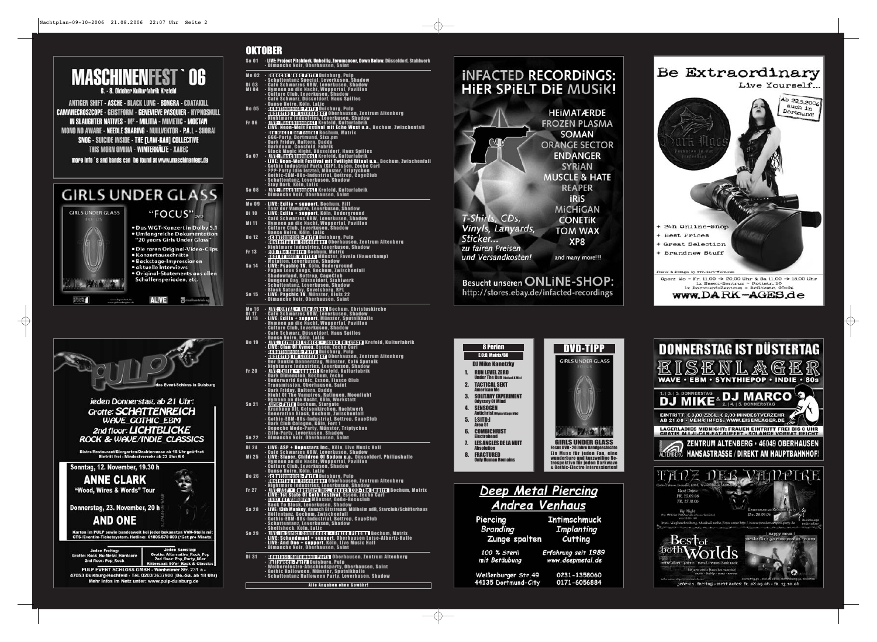# MASCHINENFEST ` 06

6. - 8. Oktober Kulturfabrik Krefeld

ANTIGEN SHIFT - ASCHE - BLACK LUNG - BONGRA - CDATAKILL
CAMANECROSZCOPE - GEISTFORM - GENEVIEVE PASQUIER - HYPNOSKULL
IN SLAUGHTER NATIVES - M² - MILITIA - MIMETIC - MOCTAN
MONO NO AWARE - NEEDLE SHARING - NULLVEKTOR - P.A.L - SHORAI
SNOG - SUICIDE INSIDE - THE [LAW-RAH] COLLECTIVE
THIS MORN OMINA - WINTERKÄLTE - XABEC

more info´s and bands can be found at www.maschinenfest.de

# GIRLS UNDER GLASS

"FOCUS" DVD

- Das WGT-Konzert in Dolby 5.1
- Umfangreiche Dokumentation "20 years Girls Under Glass"
- Die raren Original-Video-Clips
- Konzertausschnitte
- Backstage-Impressionen
- aktuelle Interviews
- Original-Statements aus allen Schaffensperioden, etc.

# PULP

das Event-Schloss in Duisburg

jeden Donnerstag, ab 21 Uhr:
Grotte: SCHATTENREICH
WAVE_GOTHIC_EBM
2nd floor: LICHTBLICKE
ROCK & WAVE/INDIE_CLASSICS

Bistro/Restaurant/Biergarten/Dachterrasse ab 18 Uhr geöffnet
Eintritt frei - Mindestverzehr ab 22 Uhr: 6 €

Sonntag, 12. November, 19.30 h
**ANNE CLARK**
"Wood, Wires & Words" Tour

Donnerstag, 23. November, 20 h
**AND ONE**

Karten im PULP sowie bundesweit bei jeder bekannten VVK-Stelle mit CTS/Eventim-Ticketsystem. Hotline: 01805 570 000 (12ct pro Minute)

| Jeden Freitag: | Jeden Samstag: |
|---|---|
| Grotte: Rock_Nu-Metal_Hardcore | Grotte: Alternative_Rock_Pop |
| 2nd floor: Pop_Rock | 2nd floor: Pop_Party_80er |
| | Rittersaal: 90'er_Rock & Classics |

PULP EVENT SCHLOSS GMBH - Wanheimer Str. 231 a - 47053 Duisburg-Hochfeld - Tel. 0203/3637900 (Do.-Sa. ab 18 Uhr)
Mehr Infos im Netz unter: www.pulp-duisburg.de

# OKTOBER

**So 01**
- LIVE: Project Pitchfork, Unheilig, Zeromancer, Down Below, Düsseldorf, Stahlwerk
- Dimanche Noir, Oberhausen, Saint

**Mo 02**
- Depeche Mode Party Duisburg, Pulp
- Schattentanz Special, Leverkusen, Shadow

**Di 03**
- Café Schwarzes NRW, Leverkusen, Shadow

**Mi 04**
- Hymnen an die Nacht, Wuppertal, Pavillon
- Culture Club, Leverkusen, Shadow
- Café Schwarz, Düsseldorf, Haus Spilles
- Danse Noire, Köln, LaLic

**Do 05**
- Schattenreich-Party Duisburg, Pulp
- Düstertag im Eisenlager Oberhausen, Zentrum Altenberg
- Nightmare Industries, Leverkusen, Shadow

**Fr 06**
- LIVE: Maschinenfest Krefeld, Kulturfabrik
- LIVE: Neon-Welt Festival mit Echo West u.a., Bochum, Zwischenfall
- Die Nacht der Engel Bochum, Matrix
- 666-Party, Dortmund, Sixx.pm
- Dark Friday, Haltern, Daddy
- Darkdoom, Coesfeld, Fabrik
- Black Magic Night, Düsseldorf, Haus Spilles

**Sa 07**
- LIVE: Maschinenfest Krefeld, Kulturfabrik
- LIVE: Neon-Welt Festival mit Twilight Ritual u.a., Bochum, Zwischenfall
- Gothic Industrial Party (GIP), Essen, Zeche Carl
- ???-Party (die letzte), Münster, Triptychon
- Gothic-EBM-80s-Industrial, Bottrop, CageClub
- Schattentanz, Leverkusen, Shadow
- Stay Dark, Köln, LaLic

**So 08**
- LIVE: Maschinenfest Krefeld, Kulturfabrik
- Dimanche Noir, Oberhausen, Saint

**Mo 09**
- LIVE: Exilia + support, Bochum, Riff
- Tanz der Vampire, Leverkusen, Shadow

**Di 10**
- LIVE: Exilia + support, Köln, Underground
- Café Schwarzes NRW, Leverkusen, Shadow

**Mi 11**
- Hymnen an die Nacht, Wuppertal, Pavillon
- Culture Club, Leverkusen, Shadow
- Danse Noire, Köln, LaLic

**Do 12**
- Schattenreich-Party Duisburg, Pulp
- Düstertag im Eisenlager Oberhausen, Zentrum Altenberg
- Nightmare Industries, Leverkusen, Shadow

**Fr 13**
- EOD: The Empire Bochum, Matrix
- Best Of Both Worlds Münster, Favela (Hawerkamp)
- Mutation, Leverkusen, Shadow

**Sa 14**
- LIVE: Psychic TV, Köln, Underground
- Pagan Love Songs, Bochum, Zwischenfall
- Shadowland, Bottrop, CageClub
- Dungeon Day, Düsseldorf, Stahlwerk
- Schattentanz, Leverkusen, Shadow
- Black Saturday, Gevelsberg, RPL

**So 15**
- LIVE: Psychic TV, Münster, Gleis 22
- Dimanche Noir, Oberhausen, Saint

**Mo 16**
- LIVE: ORTAL + Unto Ashes Bochum, Christuskirche

**Di 17**
- Café Schwarzes NRW, Leverkusen, Shadow

**Mi 18**
- LIVE: Exilia + support, Münster, Sputnikhalle
- Hymnen an die Nacht, Wuppertal, Pavillon
- Culture Club, Leverkusen, Shadow
- Café Schwarz, Düsseldorf, Haus Spilles
- Danse Noire, Köln, LaLic

**Do 19**
- LIVE: Terminal Choice + Jesus On Extasy Krefeld, Kulturfabrik
- LIVE: Clan Of Xymox, Essen, Zeche Carl
- Schattenreich-Party Duisburg, Pulp
- Düstertag im Eisenlager Oberhausen, Zentrum Altenberg
- Der Dunkle Donnerstag, Münster, Café Sputnik
- Nightmare Industries, Leverkusen, Shadow

**Fr 20**
- LIVE: Exilia + support Krefeld, Kulturfabrik
- Dark Dimension, Bochum, Zeche
- Underworld Gothic, Essen, Fiasco Club
- Transmission, Oberhausen, Saint
- Dark Friday, Haltern, Daddy
- Night Of The Vampires, Ratingen, Moonlight
- Hymnen an die Nacht, Köln, Werkstatt

**Sa 21**
- Lyric-Party Bochum, Stargate
- Krankpop XII, Gelsenkirchen, Nachtwerk
- Generation Black, Bochum, Zwischenfall
- Gothic-EBM-80s-Industrial, Bottrop, CageClub
- Dark Club Cologne, Köln, Fort 1
- Depeche Mode-Party, Münster, Triptychon
- Zillo-Party, Leverkusen, Shadow

**So 22**
- Dimanche Noir, Oberhausen, Saint

**Di 24**
- LIVE: ASP + Dopestars Inc., Köln, Live Music Hall
- Café Schwarzes NRW, Leverkusen, Shadow

**Mi 25**
- LIVE: Slayer, Children Of Bodom u.a., Düsseldorf, Philipshalle
- Hymnen an die Nacht, Wuppertal, Pavillon
- Culture Club, Leverkusen, Shadow
- Danse Noire, Köln, LaLic

**Do 26**
- Schattenreich-Party Duisburg, Pulp
- Düstertag im Eisenlager Oberhausen, Zentrum Altenberg
- Nightmare Industries, Leverkusen, Shadow

**Fr 27**
- LIVE: ASP + Dopestars Inc., danach EOD: The Empire Bochum, Matrix
- LIVE: 1st State Of Goth-Festival, Essen, Zeche Carl
- Tanz der Vampire Münster, GoGo-Roseclub
- Back To Black, Leverkusen, Shadow

**Sa 28**
- LIVE: 13th Monkey, danach Bitstream, Mülheim adR, Starclub/Schifferhaus
- Höllentanz, Bochum, Zwischenfall
- Gothic-EBM-80s-Industrial, Bottrop, CageClub
- Schattentanz, Leverkusen, Shadow
- Shellshock, Köln, LaLic

**So 29**
- LIVE: In Strict Confidence + Frozen Plasma Bochum, Matrix
- LIVE: Schandmaul + support, Oberhausen Luise-Albertz-Halle
- LIVE: And One + support, Köln, Live Music Hall
- Dimanche Noir, Oberhausen, Saint

**Di 31**
- Lederlass Halloween-Party Oberhausen, Zentrum Altenberg
- Halloween-Party Duisburg, Pulp
- Weiberelectro-Abschiedsparty, Oberhausen, Saint
- Gothic Halloween, Münster, Sputnikhalle
- Schattentanz Halloween Party, Leverkusen, Shadow

Alle Angaben ohne Gewähr!

# INFACTED RECORDINGS: HIER SPIELT DIE MUSIK!

HEIMATÆRDE
FROZEN PLASMA
SOMAN
ORANGE SECTOR
ENDANGER
SYRIAN
MUSCLE & HATE
REAPER
iRiS
MiCHiGAN
CONETiK
TOM WAX
XP8
and many more!!!

T-Shirts, CDs, Vinyls, Lanyards, Sticker... zu fairen Preisen und Versandkosten!

Besucht unseren ONLiNE-SHOP:
http://stores.ebay.de/infacted-recordings

## 8 Perlen

E:D:D, Matrix/BO
DJ Mike Kanetzky

1. RUN LEVEL ZERO – Under The Gun (Moonitor-X-Mix)
2. TACTICAL SEKT – American Me
3. SOLITARY EXPERIMENT – Odyssey Of Mind
4. SENSOGEN – Antichrist (Winterkälte Mix)
5. [:SITD:] – Area 51
6. COMBICHRIST – Electrohead
7. LES ANGLES DE LA NUIT – Absolution
8. FRACTURED – Only Human Remains

## DVD-TIPP

GIRLS UNDER GLASS
Focus DVD • 20 Jahre Bandgeschichte
Ein Muss für jeden Fan, eine wunderbare und kurzweilige Retrospektive für jeden Darkwave & Gothic-Electro Interessierten!

## Deep Metal Piercing
## Andrea Venhaus

| | |
|---|---|
| Piercing | Intimschmuck |
| Branding | Implanting |
| Zunge spalten | Cutting |
| 100 % Steril mit Betäubung | Erfahrung seit 1989 www.deepmetal.de |
| Weißenburger Str.49 44135 Dortmund-City | 0231-1358060 0171-6056884 |

# Be Extraordinary
Live Yourself...

Ab 22.5.2006 auch in Dortmund!

Dark Ages

- 24h Online-Shop
- Best Prices
- Great Selection
- Brandnew Stuff

Photo & Design by www.dark-work.com

Open: Mo - Fr. 11.00 -> 20.00 Uhr & Sa 11.00 -> 18.00 Uhr
1x Essen-Zentrum - Rottstr. 10
1x Dortmund-Zentrum - Brückstr. 20-26

www.DARK-AGES.de

# DONNERSTAG IST DÜSTERTAG
# EISENLAGER

WAVE • EBM • SYNTHIEPOP • INDIE • 80s

1. | 3. | 5. DONNERSTAG **DJ MIKE** & **DJ MARCO** 2. | 4. | 5. DONNERSTAG

EINTRITT: € 3,00 ZZGL. € 2,00 MINDESTVERZEHR
AB 21:00 • MEHR INFOS: WWW.EISENLAGER.DE

LAGERLADIES MIDNIGHT: FRAUEN EINTRITT FREI BIS 0 UHR
GRATIS ALL-U-CAN-EAT-BUFFET - SOLANGE VORRAT REICHT

ALTENBERG ZENTRUM ALTENBERG • 46049 OBERHAUSEN
HANSASTRASSE / DIREKT AM HAUPTBAHNHOF!

# TANZ DER VAMPIRE

Next Dates:
FR. 22.09.06
FR. 27.10.06

# Best of both Worlds

jeden 2. freitag - next dates: fr. 08.09.06 - fr. 13.10.06